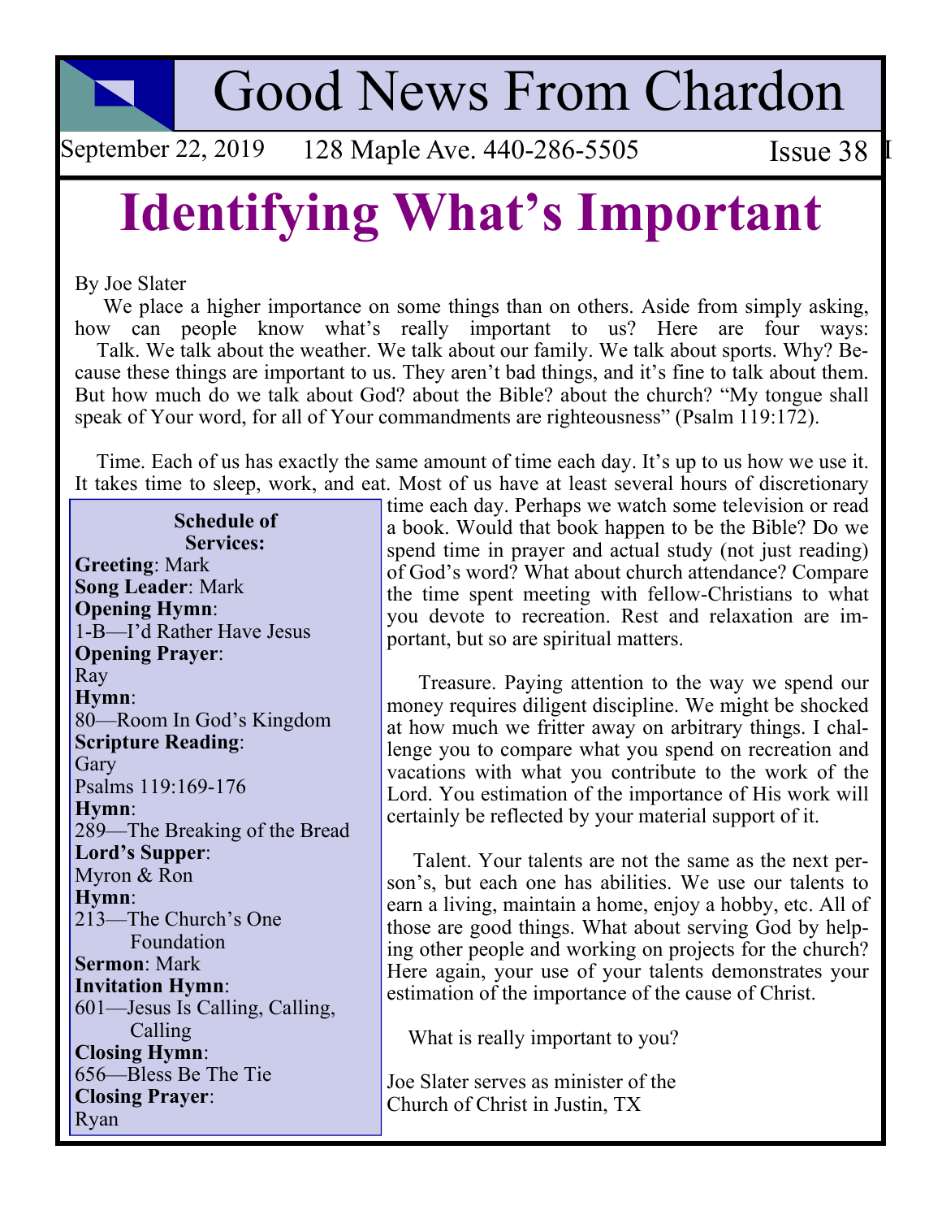# Good News From Chardon

September 22, 2019 128 Maple Ave. 440-286-5505 Issue 38

## Identifying What's Important

By Joe Slater

We place a higher importance on some things than on others. Aside from simply asking, how can people know what's really important to us? Here are four ways:

Talk. We talk about the weather. We talk about our family. We talk about sports. Why? Because these things are important to us. They aren't bad things, and it's fine to talk about them. But how much do we talk about God? about the Bible? about the church? "My tongue shall speak of Your word, for all of Your commandments are righteousness" (Psalm 119:172).

Time. Each of us has exactly the same amount of time each day. It's up to us how we use it. It takes time to sleep, work, and eat. Most of us have at least several hours of discretionary time each day. Perhaps we watch some television or read a book. Would that book happen to be the Bible? Do we spend time in prayer and actual study (not just reading) of God's word? What about church attendance? Compare the time spent meeting with fellow-Christians to what you devote to recreation. Rest and relaxation are important, but so are spiritual matters.

Treasure. Paying attention to the way we spend our money requires diligent discipline. We might be shocked at how much we fritter away on arbitrary things. I challenge you to compare what you spend on recreation and vacations with what you contribute to the work of the Lord. You estimation of the importance of His work will certainly be reflected by your material support of it.

Talent. Your talents are not the same as the next person's, but each one has abilities. We use our talents to earn a living, maintain a home, enjoy a hobby, etc. All of those are good things. What about serving God by helping other people and working on projects for the church? Here again, your use of your talents demonstrates your estimation of the importance of the cause of Christ.

What is really important to you?

Joe Slater serves as minister of the Church of Christ in Justin, TX

---

**Schedule of Services:**

**Greeting**: Mark
**Song Leader**: Mark
**Opening Hymn**:
1-B—I'd Rather Have Jesus
**Opening Prayer**:
Ray
**Hymn**:
80—Room In God's Kingdom
**Scripture Reading**:
Gary
Psalms 119:169-176
**Hymn**:
289—The Breaking of the Bread
**Lord's Supper**:
Myron & Ron
**Hymn**:
213—The Church's One Foundation
**Sermon**: Mark
**Invitation Hymn**:
601—Jesus Is Calling, Calling, Calling
**Closing Hymn**:
656—Bless Be The Tie
**Closing Prayer**:
Ryan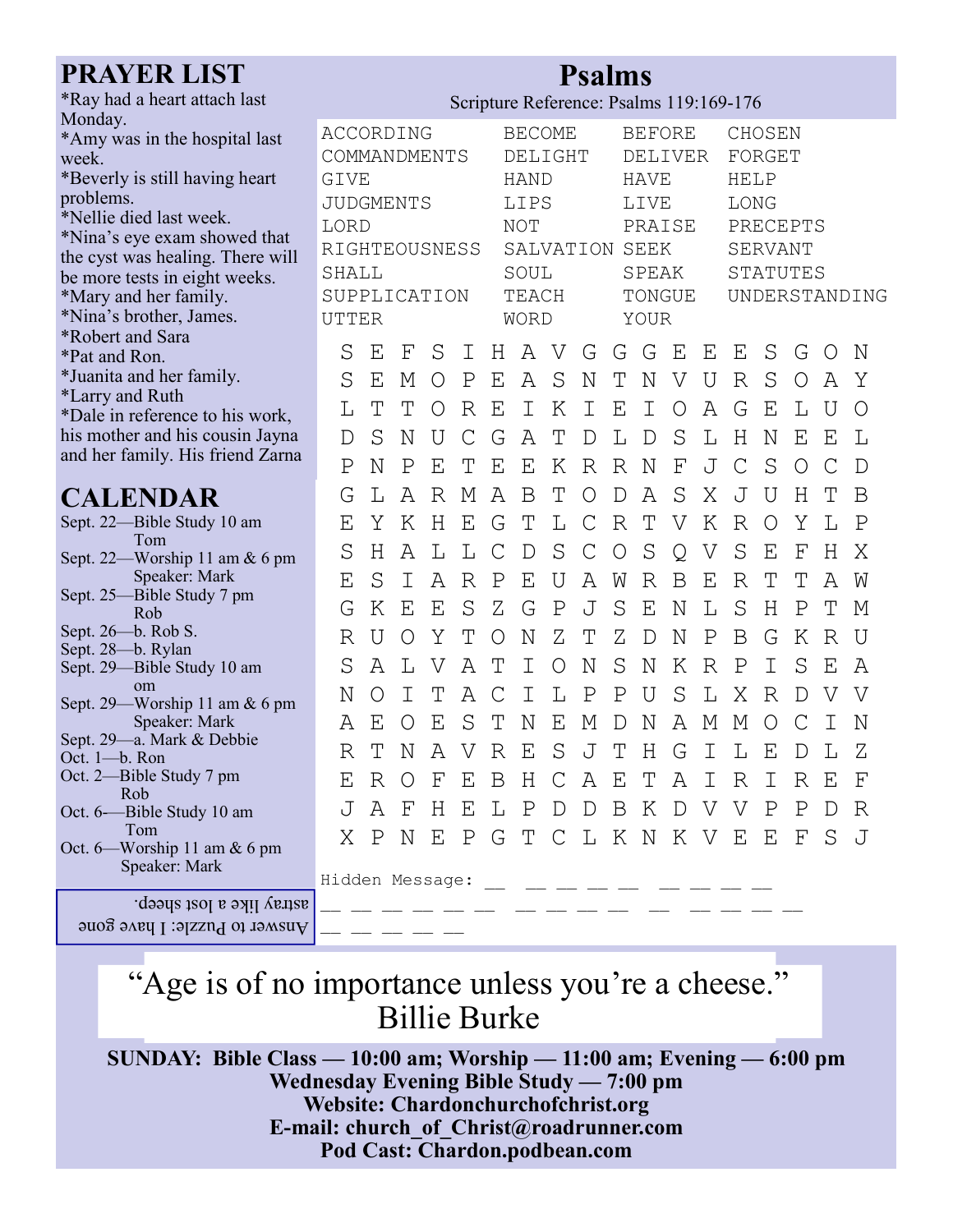## PRAYER LIST

*Ray had a heart attach last Monday.
*Amy was in the hospital last week.
*Beverly is still having heart problems.
*Nellie died last week.
*Nina's eye exam showed that the cyst was healing. There will be more tests in eight weeks.
*Mary and her family.
*Nina's brother, James.
*Robert and Sara
*Pat and Ron.
*Juanita and her family.
*Larry and Ruth
*Dale in reference to his work, his mother and his cousin Jayna and her family. His friend Zarna

## CALENDAR

Sept. 22—Bible Study 10 am
Tom
Sept. 22—Worship 11 am & 6 pm
Speaker: Mark
Sept. 25—Bible Study 7 pm
Rob
Sept. 26—b. Rob S.
Sept. 28—b. Rylan
Sept. 29—Bible Study 10 am
om
Sept. 29—Worship 11 am & 6 pm
Speaker: Mark
Sept. 29—a. Mark & Debbie
Oct. 1—b. Ron
Oct. 2—Bible Study 7 pm
Rob
Oct. 6—Bible Study 10 am
Tom
Oct. 6—Worship 11 am & 6 pm
Speaker: Mark

Answer to Puzzle: I have gone astray like a lost sheep.

# Psalms

Scripture Reference: Psalms 119:169-176

| | | | |
|---|---|---|---|
| ACCORDING | BECOME | BEFORE | CHOSEN |
| COMMANDMENTS | DELIGHT | DELIVER | FORGET |
| GIVE | HAND | HAVE | HELP |
| JUDGMENTS | LIPS | LIVE | LONG |
| LORD | NOT | PRAISE | PRECEPTS |
| RIGHTEOUSNESS | SALVATION | SEEK | SERVANT |
| SHALL | SOUL | SPEAK | STATUTES |
| SUPPLICATION | TEACH | TONGUE | UNDERSTANDING |
| UTTER | WORD | YOUR | |

```
S E F S I H A V G G G E E E S G O N
S E M O P E A S N T N V U R S O A Y
L T T O R E I K I E I O A G E L U O
D S N U C G A T D L D S L H N E E L
P N P E T E E K R R N F J C S O C D
G L A R M A B T O D A S X J U H T B
E Y K H E G T L C R T V K R O Y L P
S H A L L C D S C O S Q V S E F H X
E S I A R P E U A W R B E R T T A W
G K E E S Z G P J S E N L S H P T M
R U O Y T O N Z T Z D N P B G K R U
S A L V A T I O N S N K R P I S E A
N O I T A C I L P P U S L X R D V V
A E O E S T N E M D N A M M O C I N
R T N A V R E S J T H G I L E D L Z
E R O F E B H C A E T A I R I R E F
J A F H E L P D D B K D V V P P D R
X P N E P G T C L K N K V E E F S J
```

Hidden Message: \_ \_\_ \_\_ \_\_ \_\_ \_\_ \_\_ \_\_ \_\_ \_\_ \_\_ \_\_ \_\_ \_\_ \_\_ \_\_ \_\_ \_\_ \_\_ \_\_ \_\_ \_\_ \_\_ \_\_ \_\_ \_\_ \_\_ \_\_

"Age is of no importance unless you're a cheese."
Billie Burke

**SUNDAY: Bible Class — 10:00 am; Worship — 11:00 am; Evening — 6:00 pm**
**Wednesday Evening Bible Study — 7:00 pm**
**Website: Chardonchurchofchrist.org**
**E-mail: church_of_Christ@roadrunner.com**
**Pod Cast: Chardon.podbean.com**